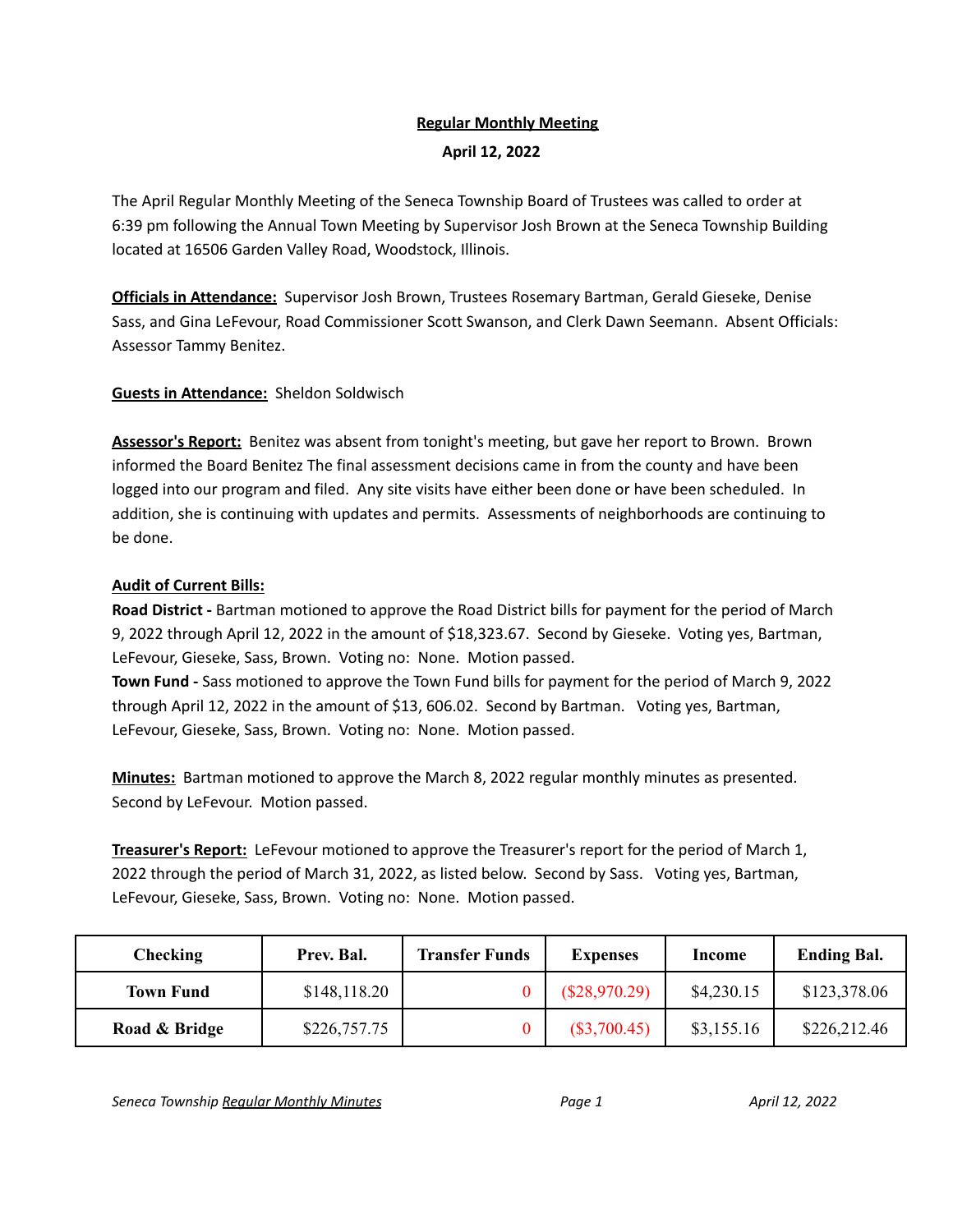# Regular Monthly Meeting

**April 12, 2022**

The April Regular Monthly Meeting of the Seneca Township Board of Trustees was called to order at 6:39 pm following the Annual Town Meeting by Supervisor Josh Brown at the Seneca Township Building located at 16506 Garden Valley Road, Woodstock, Illinois.

**Officials in Attendance:** Supervisor Josh Brown, Trustees Rosemary Bartman, Gerald Gieseke, Denise Sass, and Gina LeFevour, Road Commissioner Scott Swanson, and Clerk Dawn Seemann. Absent Officials: Assessor Tammy Benitez.

**Guests in Attendance:** Sheldon Soldwisch

**Assessor's Report:** Benitez was absent from tonight's meeting, but gave her report to Brown. Brown informed the Board Benitez The final assessment decisions came in from the county and have been logged into our program and filed. Any site visits have either been done or have been scheduled. In addition, she is continuing with updates and permits. Assessments of neighborhoods are continuing to be done.

**Audit of Current Bills:**

**Road District -** Bartman motioned to approve the Road District bills for payment for the period of March 9, 2022 through April 12, 2022 in the amount of $18,323.67. Second by Gieseke. Voting yes, Bartman, LeFevour, Gieseke, Sass, Brown. Voting no: None. Motion passed.

**Town Fund -** Sass motioned to approve the Town Fund bills for payment for the period of March 9, 2022 through April 12, 2022 in the amount of $13, 606.02. Second by Bartman. Voting yes, Bartman, LeFevour, Gieseke, Sass, Brown. Voting no: None. Motion passed.

**Minutes:** Bartman motioned to approve the March 8, 2022 regular monthly minutes as presented. Second by LeFevour. Motion passed.

**Treasurer's Report:** LeFevour motioned to approve the Treasurer's report for the period of March 1, 2022 through the period of March 31, 2022, as listed below. Second by Sass. Voting yes, Bartman, LeFevour, Gieseke, Sass, Brown. Voting no: None. Motion passed.

| Checking | Prev. Bal. | Transfer Funds | Expenses | Income | Ending Bal. |
|---|---|---|---|---|---|
| **Town Fund** | $148,118.20 | 0 | ($28,970.29) | $4,230.15 | $123,378.06 |
| **Road & Bridge** | $226,757.75 | 0 | ($3,700.45) | $3,155.16 | $226,212.46 |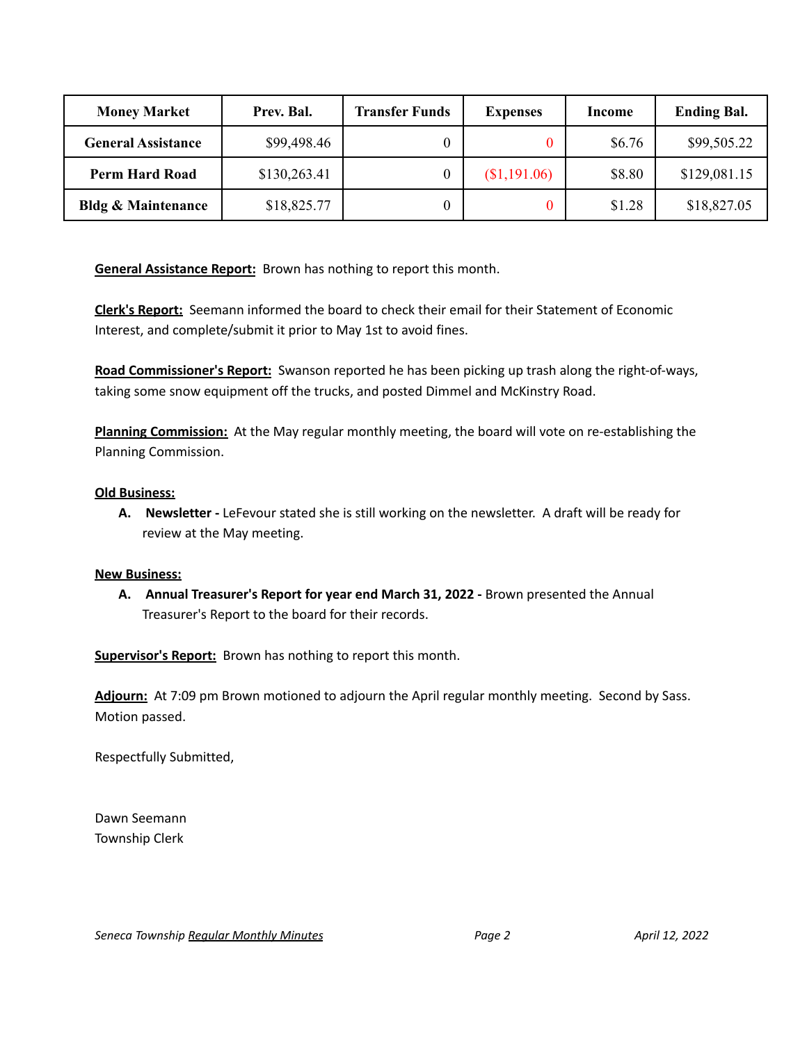| Money Market | Prev. Bal. | Transfer Funds | Expenses | Income | Ending Bal. |
|---|---|---|---|---|---|
| **General Assistance** | $99,498.46 | 0 | 0 | $6.76 | $99,505.22 |
| **Perm Hard Road** | $130,263.41 | 0 | ($1,191.06) | $8.80 | $129,081.15 |
| **Bldg & Maintenance** | $18,825.77 | 0 | 0 | $1.28 | $18,827.05 |

**General Assistance Report:** Brown has nothing to report this month.

**Clerk's Report:** Seemann informed the board to check their email for their Statement of Economic Interest, and complete/submit it prior to May 1st to avoid fines.

**Road Commissioner's Report:** Swanson reported he has been picking up trash along the right-of-ways, taking some snow equipment off the trucks, and posted Dimmel and McKinstry Road.

**Planning Commission:** At the May regular monthly meeting, the board will vote on re-establishing the Planning Commission.

**Old Business:**

A. **Newsletter -** LeFevour stated she is still working on the newsletter. A draft will be ready for review at the May meeting.

**New Business:**

A. **Annual Treasurer's Report for year end March 31, 2022 -** Brown presented the Annual Treasurer's Report to the board for their records.

**Supervisor's Report:** Brown has nothing to report this month.

**Adjourn:** At 7:09 pm Brown motioned to adjourn the April regular monthly meeting. Second by Sass. Motion passed.

Respectfully Submitted,

Dawn Seemann
Township Clerk